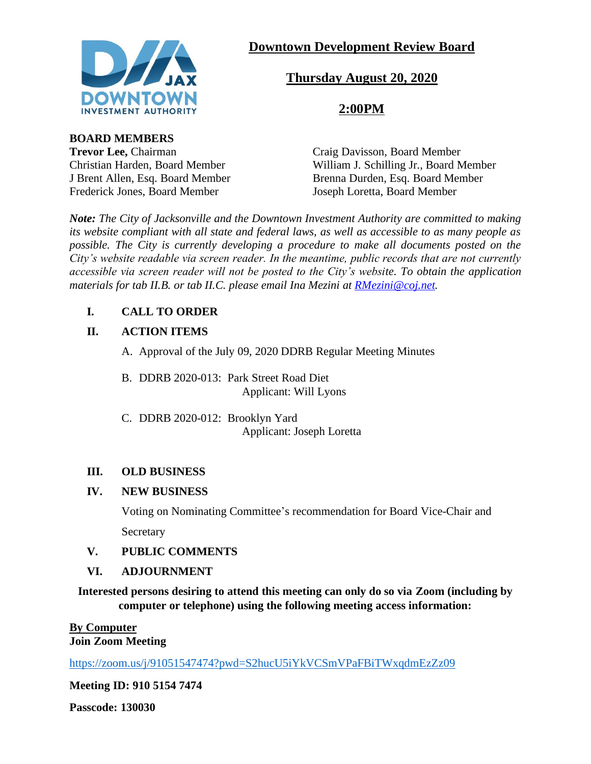# Downtown Development Review Board

## Thursday August 20, 2020

## 2:00PM

**BOARD MEMBERS**

**Trevor Lee,** Chairman
Christian Harden, Board Member
J Brent Allen, Esq. Board Member
Frederick Jones, Board Member
Craig Davisson, Board Member
William J. Schilling Jr., Board Member
Brenna Durden, Esq. Board Member
Joseph Loretta, Board Member

***Note:*** *The City of Jacksonville and the Downtown Investment Authority are committed to making its website compliant with all state and federal laws, as well as accessible to as many people as possible. The City is currently developing a procedure to make all documents posted on the City's website readable via screen reader. In the meantime, public records that are not currently accessible via screen reader will not be posted to the City's website. To obtain the application materials for tab II.B. or tab II.C. please email Ina Mezini at [RMezini@coj.net](mailto:RMezini@coj.net).*

**I. CALL TO ORDER**

**II. ACTION ITEMS**

A. Approval of the July 09, 2020 DDRB Regular Meeting Minutes

B. DDRB 2020-013: Park Street Road Diet
Applicant: Will Lyons

C. DDRB 2020-012: Brooklyn Yard
Applicant: Joseph Loretta

**III. OLD BUSINESS**

**IV. NEW BUSINESS**

Voting on Nominating Committee's recommendation for Board Vice-Chair and Secretary

**V. PUBLIC COMMENTS**

**VI. ADJOURNMENT**

**Interested persons desiring to attend this meeting can only do so via Zoom (including by computer or telephone) using the following meeting access information:**

**By Computer**
**Join Zoom Meeting**

https://zoom.us/j/91051547474?pwd=S2hucU5iYkVCSmVPaFBiTWxqdmEzZz09

**Meeting ID: 910 5154 7474**

**Passcode: 130030**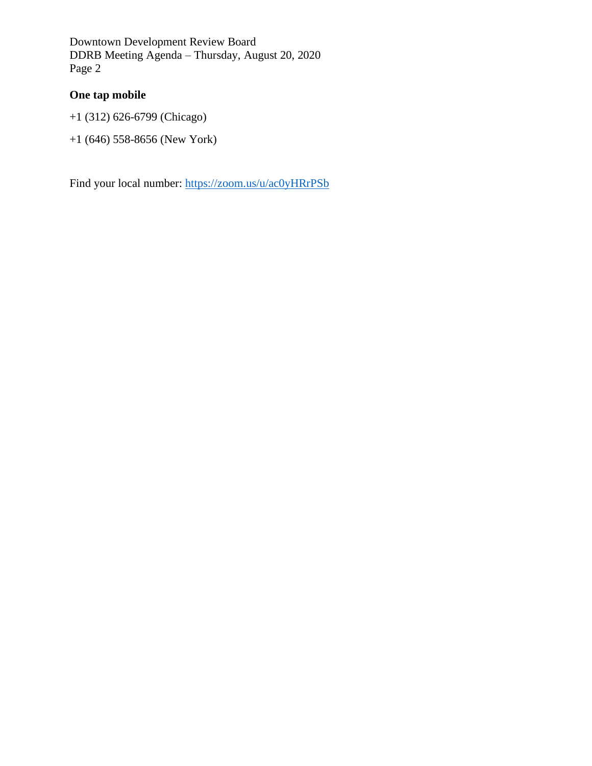**One tap mobile**

+1 (312) 626-6799 (Chicago)

+1 (646) 558-8656 (New York)

Find your local number: https://zoom.us/u/ac0yHRrPSb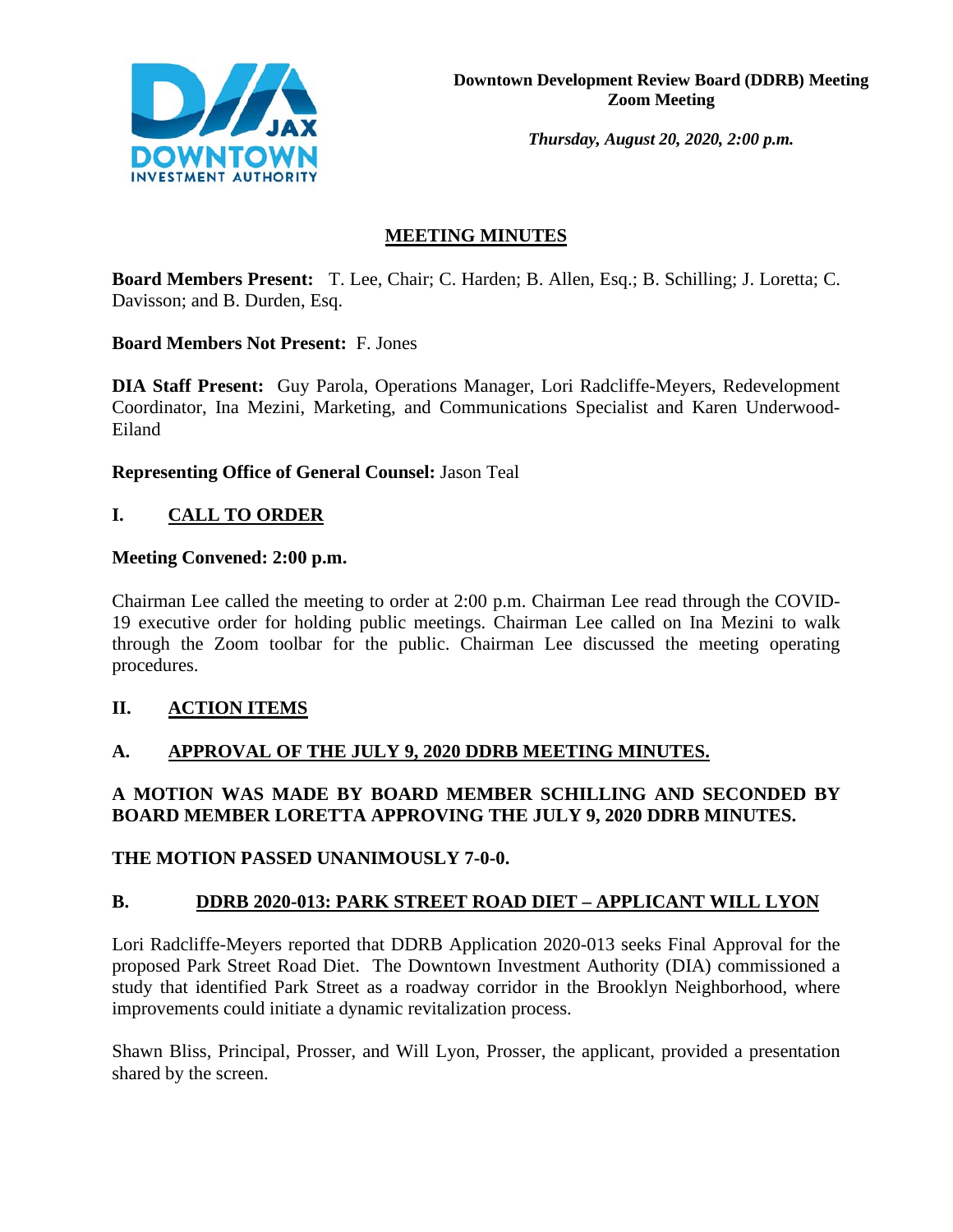**Downtown Development Review Board (DDRB) Meeting**
**Zoom Meeting**

***Thursday, August 20, 2020, 2:00 p.m.***

## MEETING MINUTES

**Board Members Present:** T. Lee, Chair; C. Harden; B. Allen, Esq.; B. Schilling; J. Loretta; C. Davisson; and B. Durden, Esq.

**Board Members Not Present:** F. Jones

**DIA Staff Present:** Guy Parola, Operations Manager, Lori Radcliffe-Meyers, Redevelopment Coordinator, Ina Mezini, Marketing, and Communications Specialist and Karen Underwood-Eiland

**Representing Office of General Counsel:** Jason Teal

## I. CALL TO ORDER

**Meeting Convened: 2:00 p.m.**

Chairman Lee called the meeting to order at 2:00 p.m. Chairman Lee read through the COVID-19 executive order for holding public meetings. Chairman Lee called on Ina Mezini to walk through the Zoom toolbar for the public. Chairman Lee discussed the meeting operating procedures.

## II. ACTION ITEMS

### A. APPROVAL OF THE JULY 9, 2020 DDRB MEETING MINUTES.

**A MOTION WAS MADE BY BOARD MEMBER SCHILLING AND SECONDED BY BOARD MEMBER LORETTA APPROVING THE JULY 9, 2020 DDRB MINUTES.**

**THE MOTION PASSED UNANIMOUSLY 7-0-0.**

### B. DDRB 2020-013: PARK STREET ROAD DIET – APPLICANT WILL LYON

Lori Radcliffe-Meyers reported that DDRB Application 2020-013 seeks Final Approval for the proposed Park Street Road Diet. The Downtown Investment Authority (DIA) commissioned a study that identified Park Street as a roadway corridor in the Brooklyn Neighborhood, where improvements could initiate a dynamic revitalization process.

Shawn Bliss, Principal, Prosser, and Will Lyon, Prosser, the applicant, provided a presentation shared by the screen.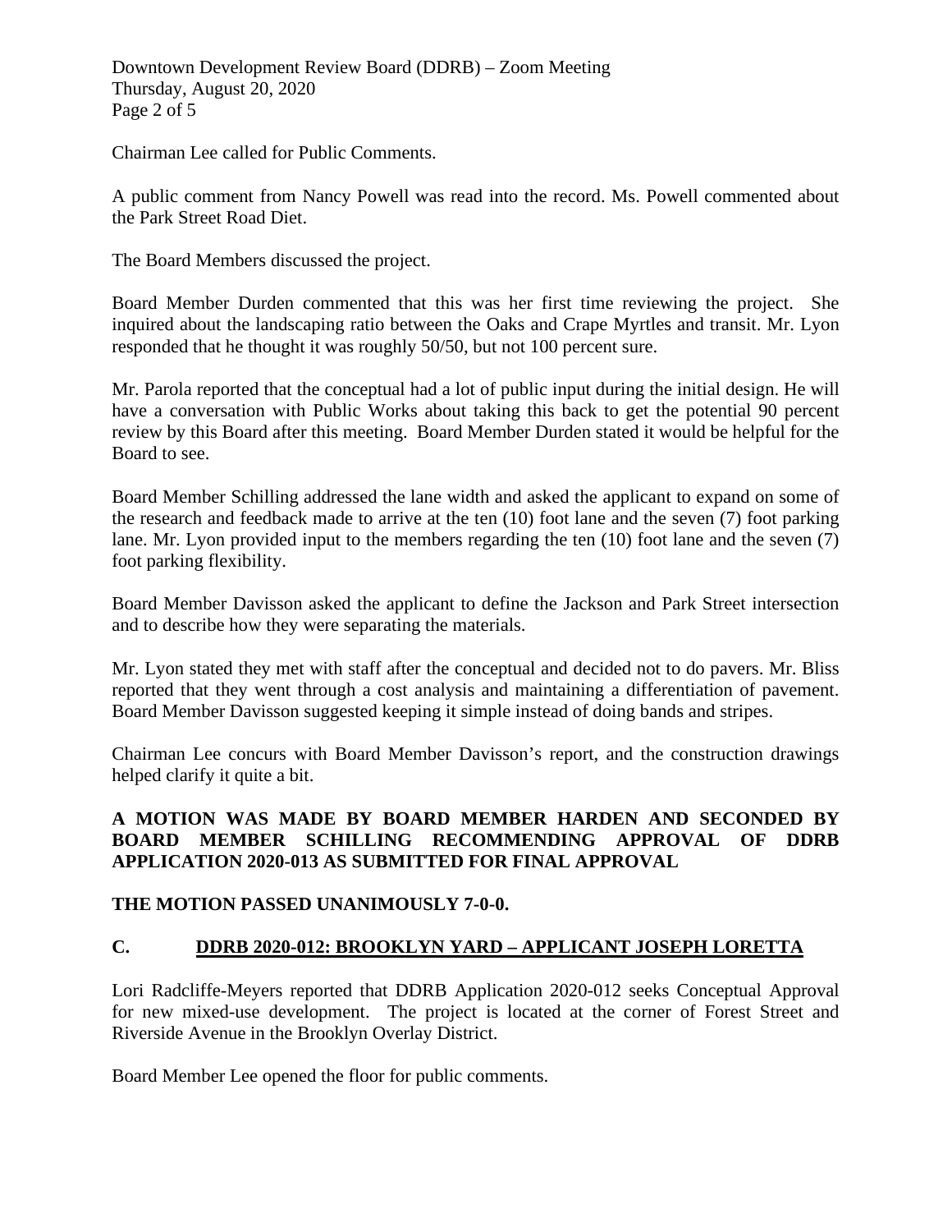Chairman Lee called for Public Comments.

A public comment from Nancy Powell was read into the record. Ms. Powell commented about the Park Street Road Diet.

The Board Members discussed the project.

Board Member Durden commented that this was her first time reviewing the project. She inquired about the landscaping ratio between the Oaks and Crape Myrtles and transit. Mr. Lyon responded that he thought it was roughly 50/50, but not 100 percent sure.

Mr. Parola reported that the conceptual had a lot of public input during the initial design. He will have a conversation with Public Works about taking this back to get the potential 90 percent review by this Board after this meeting. Board Member Durden stated it would be helpful for the Board to see.

Board Member Schilling addressed the lane width and asked the applicant to expand on some of the research and feedback made to arrive at the ten (10) foot lane and the seven (7) foot parking lane. Mr. Lyon provided input to the members regarding the ten (10) foot lane and the seven (7) foot parking flexibility.

Board Member Davisson asked the applicant to define the Jackson and Park Street intersection and to describe how they were separating the materials.

Mr. Lyon stated they met with staff after the conceptual and decided not to do pavers. Mr. Bliss reported that they went through a cost analysis and maintaining a differentiation of pavement. Board Member Davisson suggested keeping it simple instead of doing bands and stripes.

Chairman Lee concurs with Board Member Davisson's report, and the construction drawings helped clarify it quite a bit.

**A MOTION WAS MADE BY BOARD MEMBER HARDEN AND SECONDED BY BOARD MEMBER SCHILLING RECOMMENDING APPROVAL OF DDRB APPLICATION 2020-013 AS SUBMITTED FOR FINAL APPROVAL**

**THE MOTION PASSED UNANIMOUSLY 7-0-0.**

## C. DDRB 2020-012: BROOKLYN YARD – APPLICANT JOSEPH LORETTA

Lori Radcliffe-Meyers reported that DDRB Application 2020-012 seeks Conceptual Approval for new mixed-use development. The project is located at the corner of Forest Street and Riverside Avenue in the Brooklyn Overlay District.

Board Member Lee opened the floor for public comments.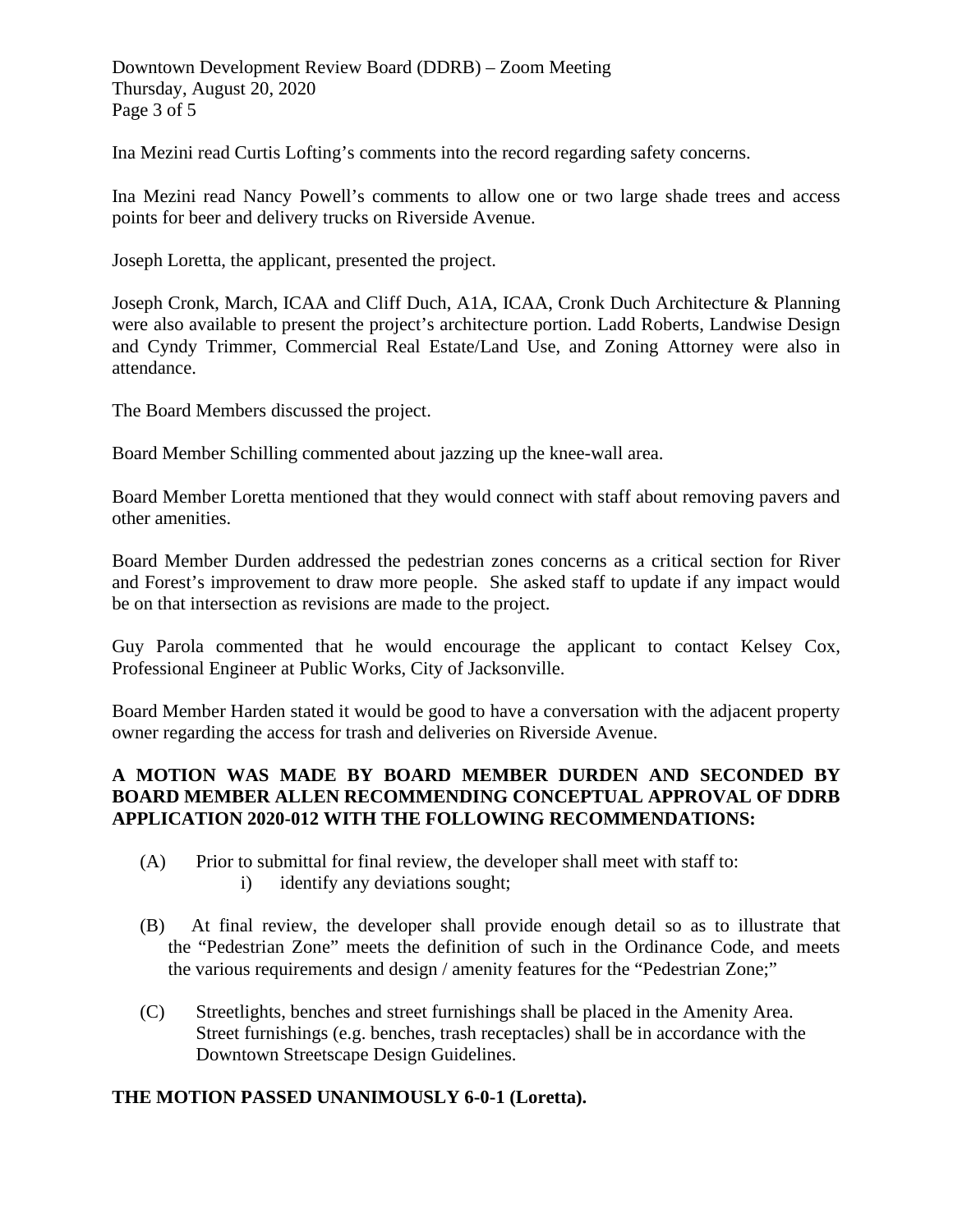Ina Mezini read Curtis Lofting's comments into the record regarding safety concerns.

Ina Mezini read Nancy Powell's comments to allow one or two large shade trees and access points for beer and delivery trucks on Riverside Avenue.

Joseph Loretta, the applicant, presented the project.

Joseph Cronk, March, ICAA and Cliff Duch, A1A, ICAA, Cronk Duch Architecture & Planning were also available to present the project's architecture portion. Ladd Roberts, Landwise Design and Cyndy Trimmer, Commercial Real Estate/Land Use, and Zoning Attorney were also in attendance.

The Board Members discussed the project.

Board Member Schilling commented about jazzing up the knee-wall area.

Board Member Loretta mentioned that they would connect with staff about removing pavers and other amenities.

Board Member Durden addressed the pedestrian zones concerns as a critical section for River and Forest's improvement to draw more people. She asked staff to update if any impact would be on that intersection as revisions are made to the project.

Guy Parola commented that he would encourage the applicant to contact Kelsey Cox, Professional Engineer at Public Works, City of Jacksonville.

Board Member Harden stated it would be good to have a conversation with the adjacent property owner regarding the access for trash and deliveries on Riverside Avenue.

**A MOTION WAS MADE BY BOARD MEMBER DURDEN AND SECONDED BY BOARD MEMBER ALLEN RECOMMENDING CONCEPTUAL APPROVAL OF DDRB APPLICATION 2020-012 WITH THE FOLLOWING RECOMMENDATIONS:**

(A) Prior to submittal for final review, the developer shall meet with staff to:
  i) identify any deviations sought;

(B) At final review, the developer shall provide enough detail so as to illustrate that the "Pedestrian Zone" meets the definition of such in the Ordinance Code, and meets the various requirements and design / amenity features for the "Pedestrian Zone;"

(C) Streetlights, benches and street furnishings shall be placed in the Amenity Area. Street furnishings (e.g. benches, trash receptacles) shall be in accordance with the Downtown Streetscape Design Guidelines.

**THE MOTION PASSED UNANIMOUSLY 6-0-1 (Loretta).**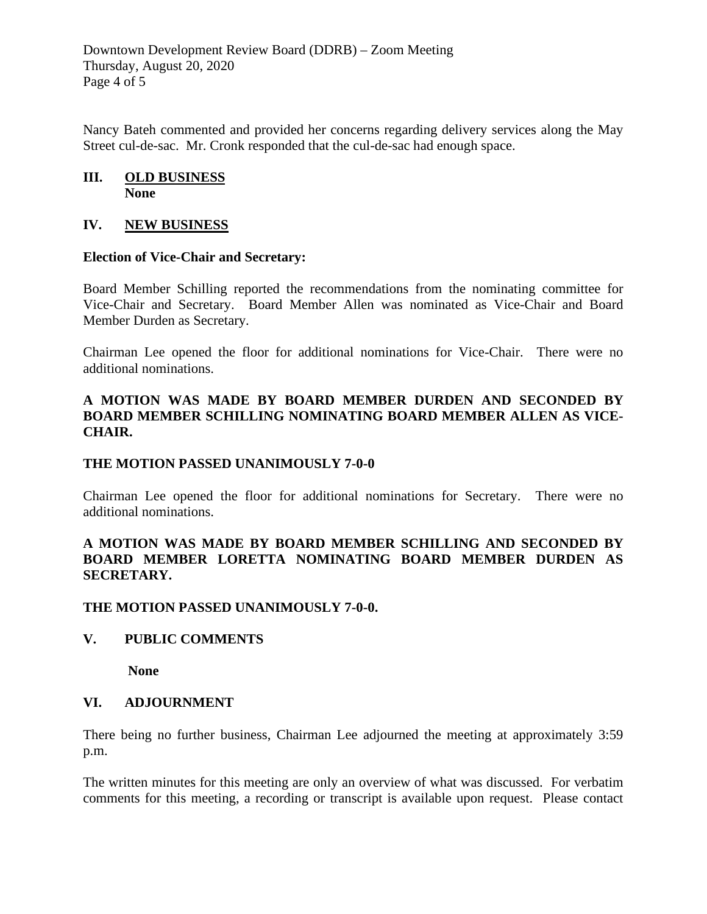Nancy Bateh commented and provided her concerns regarding delivery services along the May Street cul-de-sac. Mr. Cronk responded that the cul-de-sac had enough space.

## III. OLD BUSINESS

**None**

## IV. NEW BUSINESS

**Election of Vice-Chair and Secretary:**

Board Member Schilling reported the recommendations from the nominating committee for Vice-Chair and Secretary. Board Member Allen was nominated as Vice-Chair and Board Member Durden as Secretary.

Chairman Lee opened the floor for additional nominations for Vice-Chair. There were no additional nominations.

**A MOTION WAS MADE BY BOARD MEMBER DURDEN AND SECONDED BY BOARD MEMBER SCHILLING NOMINATING BOARD MEMBER ALLEN AS VICE-CHAIR.**

**THE MOTION PASSED UNANIMOUSLY 7-0-0**

Chairman Lee opened the floor for additional nominations for Secretary. There were no additional nominations.

**A MOTION WAS MADE BY BOARD MEMBER SCHILLING AND SECONDED BY BOARD MEMBER LORETTA NOMINATING BOARD MEMBER DURDEN AS SECRETARY.**

**THE MOTION PASSED UNANIMOUSLY 7-0-0.**

## V. PUBLIC COMMENTS

**None**

## VI. ADJOURNMENT

There being no further business, Chairman Lee adjourned the meeting at approximately 3:59 p.m.

The written minutes for this meeting are only an overview of what was discussed. For verbatim comments for this meeting, a recording or transcript is available upon request. Please contact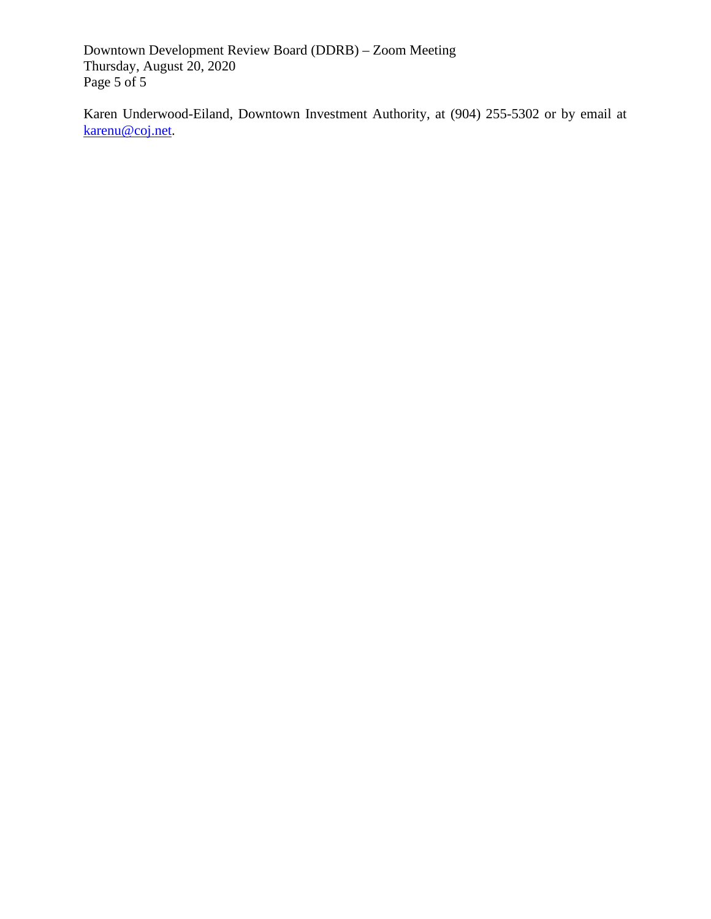Karen Underwood-Eiland, Downtown Investment Authority, at (904) 255-5302 or by email at karenu@coj.net.